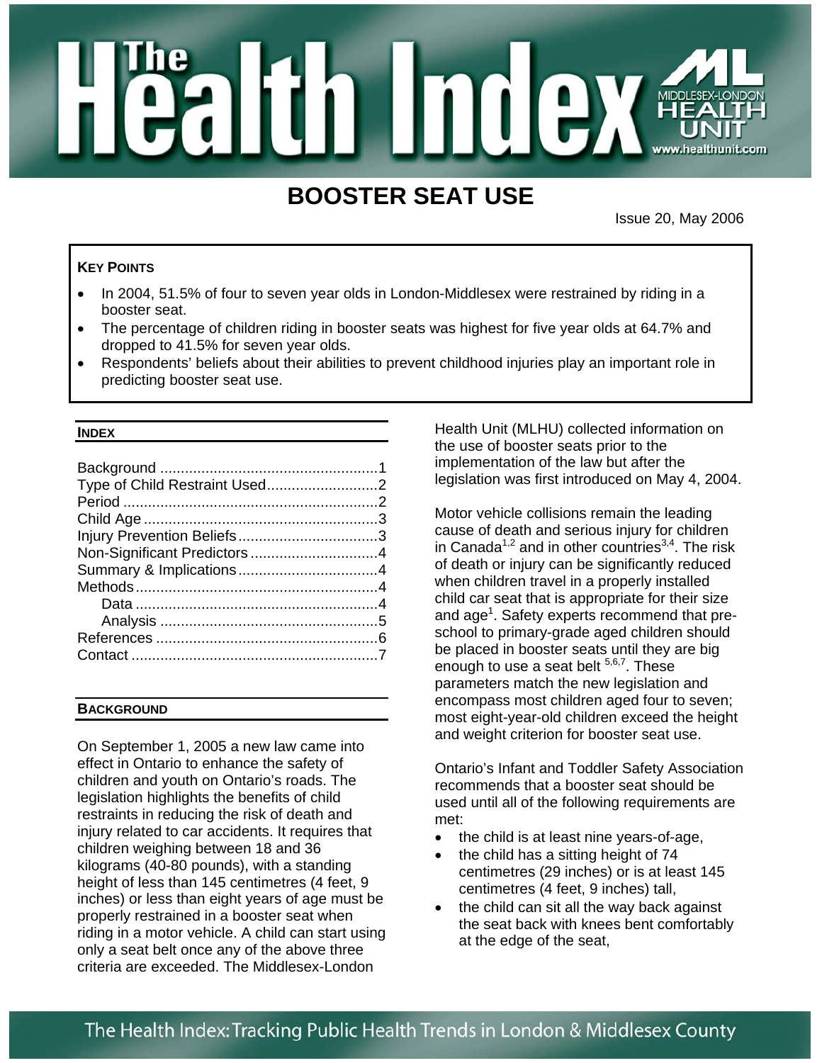# BOOSTER SEAT USE

Issue 20, May 2006

**KEY POINTS**

- In 2004, 51.5% of four to seven year olds in London-Middlesex were restrained by riding in a booster seat.
- The percentage of children riding in booster seats was highest for five year olds at 64.7% and dropped to 41.5% for seven year olds.
- Respondents' beliefs about their abilities to prevent childhood injuries play an important role in predicting booster seat use.

**INDEX**

| | |
|---|---|
| Background | 1 |
| Type of Child Restraint Used | 2 |
| Period | 2 |
| Child Age | 3 |
| Injury Prevention Beliefs | 3 |
| Non-Significant Predictors | 4 |
| Summary & Implications | 4 |
| Methods | 4 |
| Data | 4 |
| Analysis | 5 |
| References | 6 |
| Contact | 7 |

## BACKGROUND

On September 1, 2005 a new law came into effect in Ontario to enhance the safety of children and youth on Ontario's roads. The legislation highlights the benefits of child restraints in reducing the risk of death and injury related to car accidents. It requires that children weighing between 18 and 36 kilograms (40-80 pounds), with a standing height of less than 145 centimetres (4 feet, 9 inches) or less than eight years of age must be properly restrained in a booster seat when riding in a motor vehicle. A child can start using only a seat belt once any of the above three criteria are exceeded. The Middlesex-London Health Unit (MLHU) collected information on the use of booster seats prior to the implementation of the law but after the legislation was first introduced on May 4, 2004.

Motor vehicle collisions remain the leading cause of death and serious injury for children in Canada[1,2] and in other countries[3,4]. The risk of death or injury can be significantly reduced when children travel in a properly installed child car seat that is appropriate for their size and age[1]. Safety experts recommend that pre-school to primary-grade aged children should be placed in booster seats until they are big enough to use a seat belt [5,6,7]. These parameters match the new legislation and encompass most children aged four to seven; most eight-year-old children exceed the height and weight criterion for booster seat use.

Ontario's Infant and Toddler Safety Association recommends that a booster seat should be used until all of the following requirements are met:

- the child is at least nine years-of-age,
- the child has a sitting height of 74 centimetres (29 inches) or is at least 145 centimetres (4 feet, 9 inches) tall,
- the child can sit all the way back against the seat back with knees bent comfortably at the edge of the seat,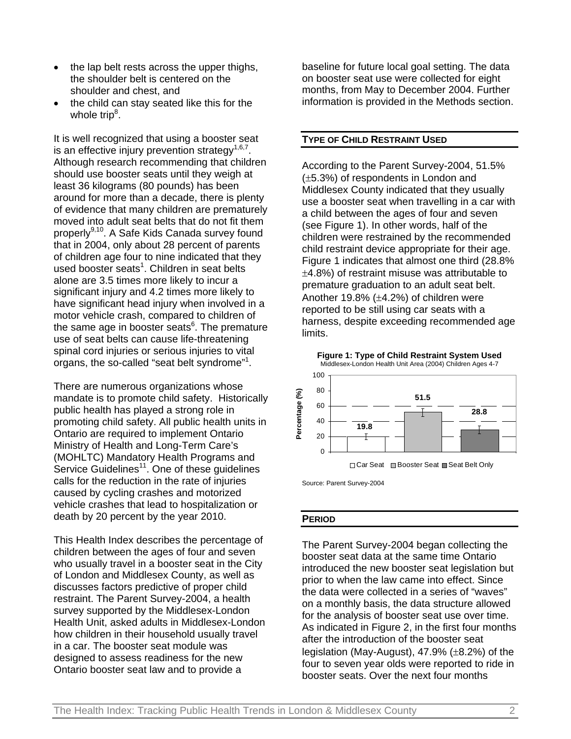- the lap belt rests across the upper thighs, the shoulder belt is centered on the shoulder and chest, and
- the child can stay seated like this for the whole trip[8].

It is well recognized that using a booster seat is an effective injury prevention strategy[1,6,7]. Although research recommending that children should use booster seats until they weigh at least 36 kilograms (80 pounds) has been around for more than a decade, there is plenty of evidence that many children are prematurely moved into adult seat belts that do not fit them properly[9,10]. A Safe Kids Canada survey found that in 2004, only about 28 percent of parents of children age four to nine indicated that they used booster seats[1]. Children in seat belts alone are 3.5 times more likely to incur a significant injury and 4.2 times more likely to have significant head injury when involved in a motor vehicle crash, compared to children of the same age in booster seats[6]. The premature use of seat belts can cause life-threatening spinal cord injuries or serious injuries to vital organs, the so-called "seat belt syndrome"[1].

There are numerous organizations whose mandate is to promote child safety. Historically public health has played a strong role in promoting child safety. All public health units in Ontario are required to implement Ontario Ministry of Health and Long-Term Care's (MOHLTC) Mandatory Health Programs and Service Guidelines[11]. One of these guidelines calls for the reduction in the rate of injuries caused by cycling crashes and motorized vehicle crashes that lead to hospitalization or death by 20 percent by the year 2010.

This Health Index describes the percentage of children between the ages of four and seven who usually travel in a booster seat in the City of London and Middlesex County, as well as discusses factors predictive of proper child restraint. The Parent Survey-2004, a health survey supported by the Middlesex-London Health Unit, asked adults in Middlesex-London how children in their household usually travel in a car. The booster seat module was designed to assess readiness for the new Ontario booster seat law and to provide a baseline for future local goal setting. The data on booster seat use were collected for eight months, from May to December 2004. Further information is provided in the Methods section.

## TYPE OF CHILD RESTRAINT USED

According to the Parent Survey-2004, 51.5% (±5.3%) of respondents in London and Middlesex County indicated that they usually use a booster seat when travelling in a car with a child between the ages of four and seven (see Figure 1). In other words, half of the children were restrained by the recommended child restraint device appropriate for their age. Figure 1 indicates that almost one third (28.8% ±4.8%) of restraint misuse was attributable to premature graduation to an adult seat belt. Another 19.8% (±4.2%) of children were reported to be still using car seats with a harness, despite exceeding recommended age limits.

**Figure 1: Type of Child Restraint System Used**
Middlesex-London Health Unit Area (2004) Children Ages 4-7

| Type of Restraint | Percentage (%) |
|---|---|
| Car Seat | 19.8 |
| Booster Seat | 51.5 |
| Seat Belt Only | 28.8 |

Source: Parent Survey-2004

## PERIOD

The Parent Survey-2004 began collecting the booster seat data at the same time Ontario introduced the new booster seat legislation but prior to when the law came into effect. Since the data were collected in a series of "waves" on a monthly basis, the data structure allowed for the analysis of booster seat use over time. As indicated in Figure 2, in the first four months after the introduction of the booster seat legislation (May-August), 47.9% (±8.2%) of the four to seven year olds were reported to ride in booster seats. Over the next four months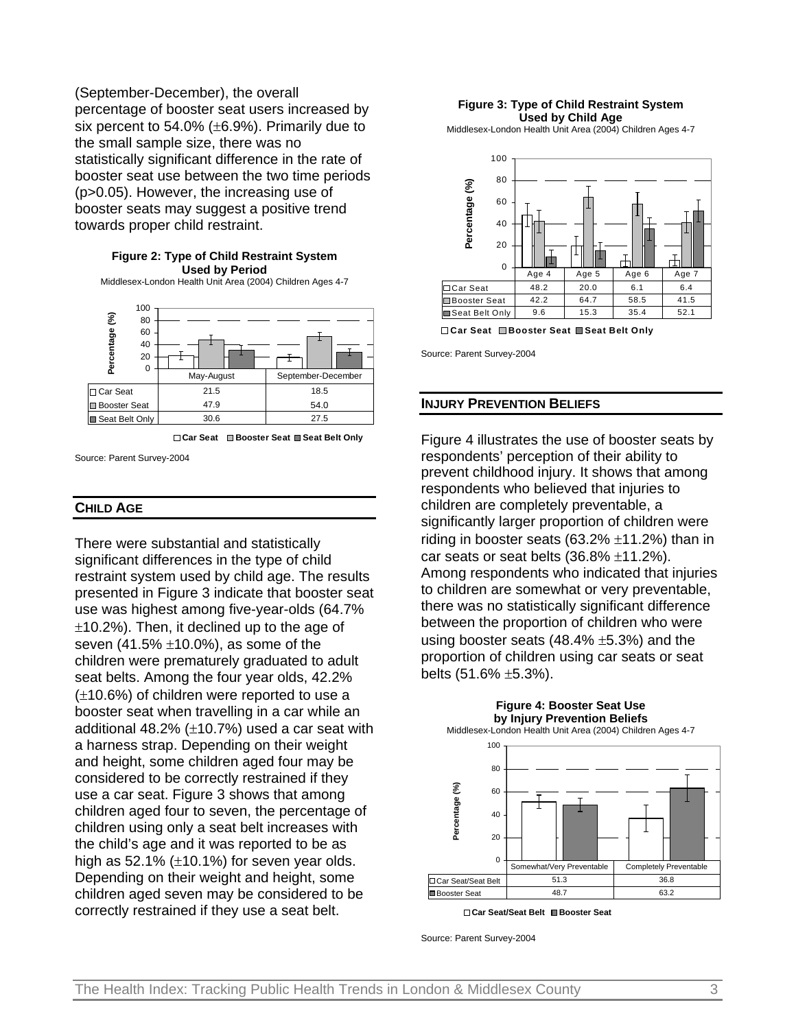(September-December), the overall percentage of booster seat users increased by six percent to 54.0% (±6.9%). Primarily due to the small sample size, there was no statistically significant difference in the rate of booster seat use between the two time periods ($p>0.05$). However, the increasing use of booster seats may suggest a positive trend towards proper child restraint.

**Figure 2: Type of Child Restraint System Used by Period**

Middlesex-London Health Unit Area (2004) Children Ages 4-7

| | May-August | September-December |
|---|---|---|
| Car Seat | 21.5 | 18.5 |
| Booster Seat | 47.9 | 54.0 |
| Seat Belt Only | 30.6 | 27.5 |

Source: Parent Survey-2004

## CHILD AGE

There were substantial and statistically significant differences in the type of child restraint system used by child age. The results presented in Figure 3 indicate that booster seat use was highest among five-year-olds (64.7% ±10.2%). Then, it declined up to the age of seven (41.5% ±10.0%), as some of the children were prematurely graduated to adult seat belts. Among the four year olds, 42.2% (±10.6%) of children were reported to use a booster seat when travelling in a car while an additional 48.2% (±10.7%) used a car seat with a harness strap. Depending on their weight and height, some children aged four may be considered to be correctly restrained if they use a car seat. Figure 3 shows that among children aged four to seven, the percentage of children using only a seat belt increases with the child's age and it was reported to be as high as 52.1% (±10.1%) for seven year olds. Depending on their weight and height, some children aged seven may be considered to be correctly restrained if they use a seat belt.

**Figure 3: Type of Child Restraint System Used by Child Age**

Middlesex-London Health Unit Area (2004) Children Ages 4-7

| | Age 4 | Age 5 | Age 6 | Age 7 |
|---|---|---|---|---|
| Car Seat | 48.2 | 20.0 | 6.1 | 6.4 |
| Booster Seat | 42.2 | 64.7 | 58.5 | 41.5 |
| Seat Belt Only | 9.6 | 15.3 | 35.4 | 52.1 |

Source: Parent Survey-2004

## INJURY PREVENTION BELIEFS

Figure 4 illustrates the use of booster seats by respondents' perception of their ability to prevent childhood injury. It shows that among respondents who believed that injuries to children are completely preventable, a significantly larger proportion of children were riding in booster seats (63.2% ±11.2%) than in car seats or seat belts (36.8% ±11.2%). Among respondents who indicated that injuries to children are somewhat or very preventable, there was no statistically significant difference between the proportion of children who were using booster seats (48.4% ±5.3%) and the proportion of children using car seats or seat belts (51.6% ±5.3%).

**Figure 4: Booster Seat Use by Injury Prevention Beliefs**

Middlesex-London Health Unit Area (2004) Children Ages 4-7

| | Somewhat/Very Preventable | Completely Preventable |
|---|---|---|
| Car Seat/Seat Belt | 51.3 | 36.8 |
| Booster Seat | 48.7 | 63.2 |

Source: Parent Survey-2004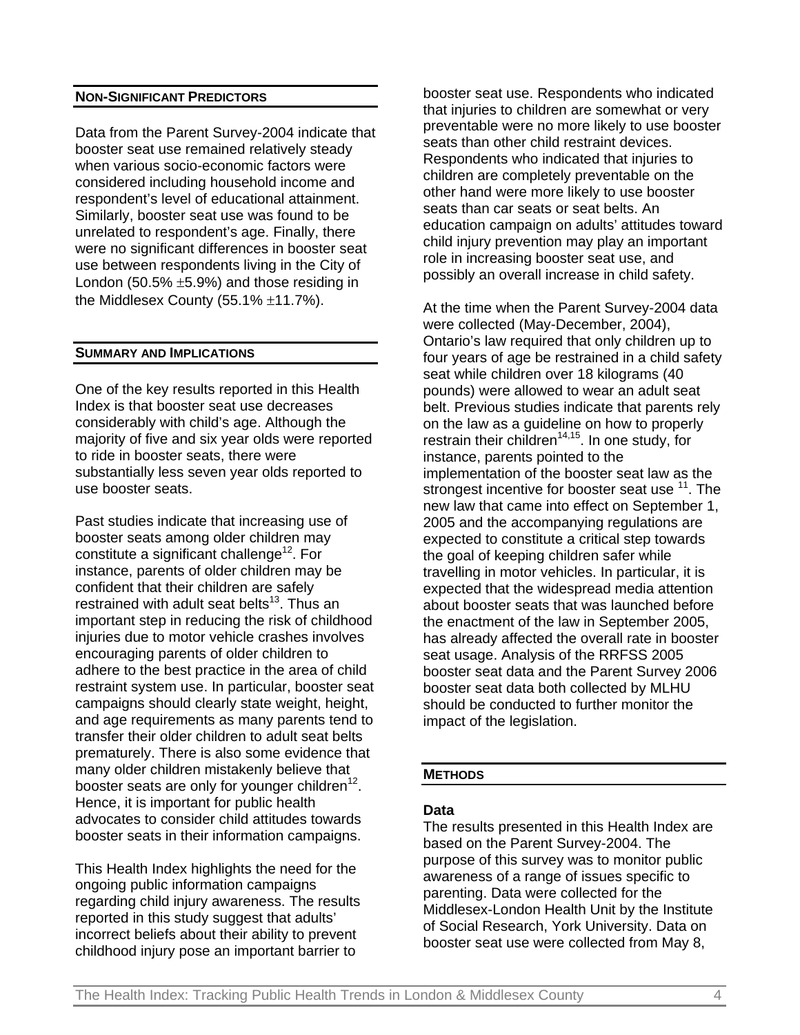## NON-SIGNIFICANT PREDICTORS

Data from the Parent Survey-2004 indicate that booster seat use remained relatively steady when various socio-economic factors were considered including household income and respondent's level of educational attainment. Similarly, booster seat use was found to be unrelated to respondent's age. Finally, there were no significant differences in booster seat use between respondents living in the City of London (50.5% ±5.9%) and those residing in the Middlesex County (55.1% ±11.7%).

## SUMMARY AND IMPLICATIONS

One of the key results reported in this Health Index is that booster seat use decreases considerably with child's age. Although the majority of five and six year olds were reported to ride in booster seats, there were substantially less seven year olds reported to use booster seats.

Past studies indicate that increasing use of booster seats among older children may constitute a significant challenge[12]. For instance, parents of older children may be confident that their children are safely restrained with adult seat belts[13]. Thus an important step in reducing the risk of childhood injuries due to motor vehicle crashes involves encouraging parents of older children to adhere to the best practice in the area of child restraint system use. In particular, booster seat campaigns should clearly state weight, height, and age requirements as many parents tend to transfer their older children to adult seat belts prematurely. There is also some evidence that many older children mistakenly believe that booster seats are only for younger children[12]. Hence, it is important for public health advocates to consider child attitudes towards booster seats in their information campaigns.

This Health Index highlights the need for the ongoing public information campaigns regarding child injury awareness. The results reported in this study suggest that adults' incorrect beliefs about their ability to prevent childhood injury pose an important barrier to booster seat use. Respondents who indicated that injuries to children are somewhat or very preventable were no more likely to use booster seats than other child restraint devices. Respondents who indicated that injuries to children are completely preventable on the other hand were more likely to use booster seats than car seats or seat belts. An education campaign on adults' attitudes toward child injury prevention may play an important role in increasing booster seat use, and possibly an overall increase in child safety.

At the time when the Parent Survey-2004 data were collected (May-December, 2004), Ontario's law required that only children up to four years of age be restrained in a child safety seat while children over 18 kilograms (40 pounds) were allowed to wear an adult seat belt. Previous studies indicate that parents rely on the law as a guideline on how to properly restrain their children[14,15]. In one study, for instance, parents pointed to the implementation of the booster seat law as the strongest incentive for booster seat use [11]. The new law that came into effect on September 1, 2005 and the accompanying regulations are expected to constitute a critical step towards the goal of keeping children safer while travelling in motor vehicles. In particular, it is expected that the widespread media attention about booster seats that was launched before the enactment of the law in September 2005, has already affected the overall rate in booster seat usage. Analysis of the RRFSS 2005 booster seat data and the Parent Survey 2006 booster seat data both collected by MLHU should be conducted to further monitor the impact of the legislation.

## METHODS

### Data

The results presented in this Health Index are based on the Parent Survey-2004. The purpose of this survey was to monitor public awareness of a range of issues specific to parenting. Data were collected for the Middlesex-London Health Unit by the Institute of Social Research, York University. Data on booster seat use were collected from May 8,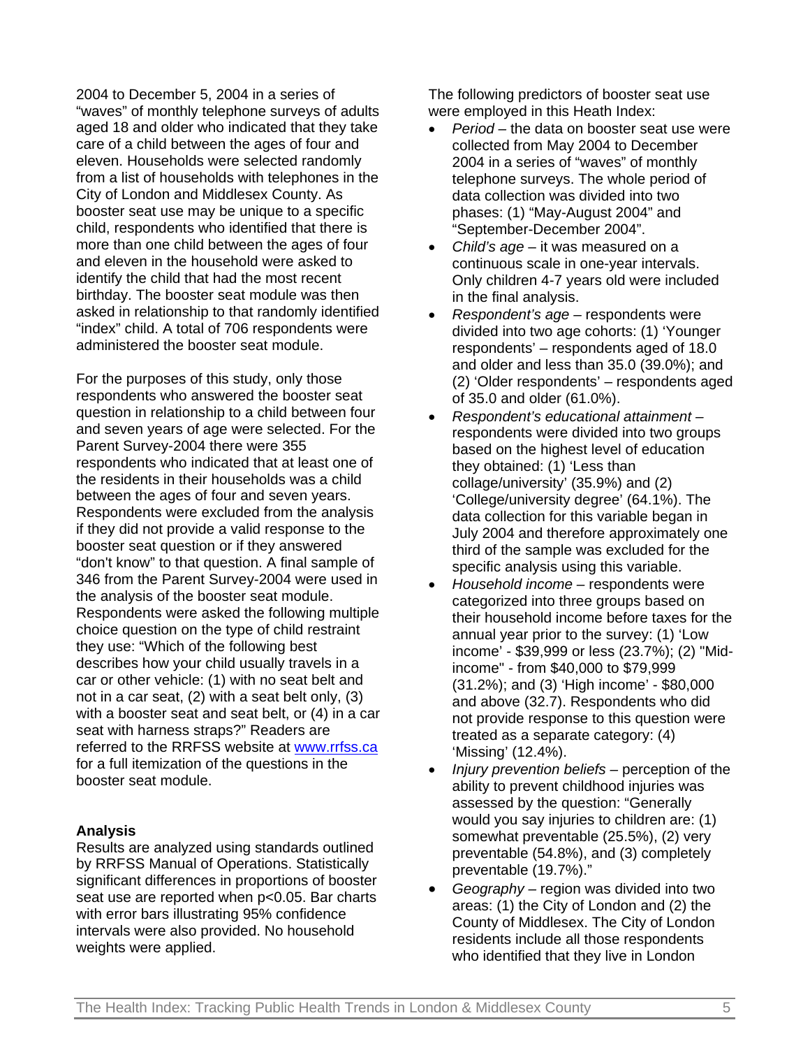2004 to December 5, 2004 in a series of "waves" of monthly telephone surveys of adults aged 18 and older who indicated that they take care of a child between the ages of four and eleven. Households were selected randomly from a list of households with telephones in the City of London and Middlesex County. As booster seat use may be unique to a specific child, respondents who identified that there is more than one child between the ages of four and eleven in the household were asked to identify the child that had the most recent birthday. The booster seat module was then asked in relationship to that randomly identified "index" child. A total of 706 respondents were administered the booster seat module.

For the purposes of this study, only those respondents who answered the booster seat question in relationship to a child between four and seven years of age were selected. For the Parent Survey-2004 there were 355 respondents who indicated that at least one of the residents in their households was a child between the ages of four and seven years. Respondents were excluded from the analysis if they did not provide a valid response to the booster seat question or if they answered "don't know" to that question. A final sample of 346 from the Parent Survey-2004 were used in the analysis of the booster seat module. Respondents were asked the following multiple choice question on the type of child restraint they use: "Which of the following best describes how your child usually travels in a car or other vehicle: (1) with no seat belt and not in a car seat, (2) with a seat belt only, (3) with a booster seat and seat belt, or (4) in a car seat with harness straps?" Readers are referred to the RRFSS website at www.rrfss.ca for a full itemization of the questions in the booster seat module.

**Analysis**

Results are analyzed using standards outlined by RRFSS Manual of Operations. Statistically significant differences in proportions of booster seat use are reported when $p<0.05$. Bar charts with error bars illustrating 95% confidence intervals were also provided. No household weights were applied.

The following predictors of booster seat use were employed in this Heath Index:

- *Period* – the data on booster seat use were collected from May 2004 to December 2004 in a series of "waves" of monthly telephone surveys. The whole period of data collection was divided into two phases: (1) "May-August 2004" and "September-December 2004".
- *Child's age* – it was measured on a continuous scale in one-year intervals. Only children 4-7 years old were included in the final analysis.
- *Respondent's age* – respondents were divided into two age cohorts: (1) 'Younger respondents' – respondents aged of 18.0 and older and less than 35.0 (39.0%); and (2) 'Older respondents' – respondents aged of 35.0 and older (61.0%).
- *Respondent's educational attainment* – respondents were divided into two groups based on the highest level of education they obtained: (1) 'Less than collage/university' (35.9%) and (2) 'College/university degree' (64.1%). The data collection for this variable began in July 2004 and therefore approximately one third of the sample was excluded for the specific analysis using this variable.
- *Household income* – respondents were categorized into three groups based on their household income before taxes for the annual year prior to the survey: (1) 'Low income' - $39,999 or less (23.7%); (2) "Mid-income" - from $40,000 to $79,999 (31.2%); and (3) 'High income' - $80,000 and above (32.7). Respondents who did not provide response to this question were treated as a separate category: (4) 'Missing' (12.4%).
- *Injury prevention beliefs* – perception of the ability to prevent childhood injuries was assessed by the question: "Generally would you say injuries to children are: (1) somewhat preventable (25.5%), (2) very preventable (54.8%), and (3) completely preventable (19.7%)."
- *Geography* – region was divided into two areas: (1) the City of London and (2) the County of Middlesex. The City of London residents include all those respondents who identified that they live in London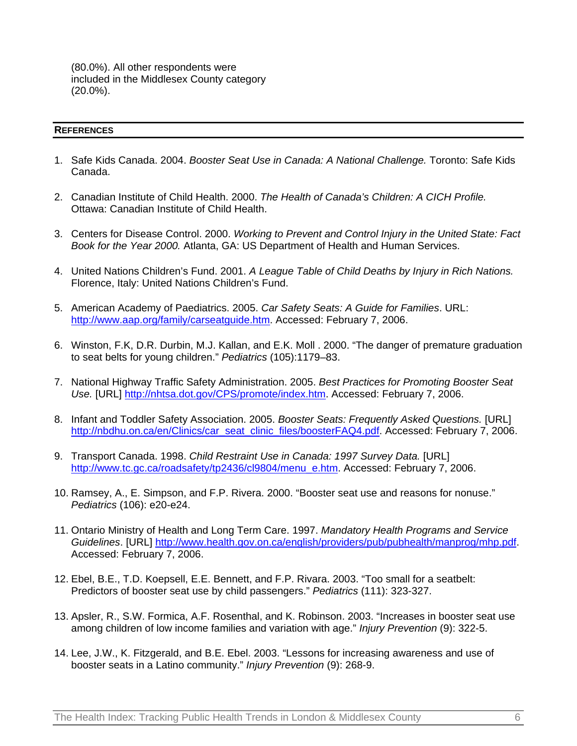(80.0%). All other respondents were included in the Middlesex County category (20.0%).

## REFERENCES

1. Safe Kids Canada. 2004. *Booster Seat Use in Canada: A National Challenge.* Toronto: Safe Kids Canada.

2. Canadian Institute of Child Health. 2000. *The Health of Canada's Children: A CICH Profile.* Ottawa: Canadian Institute of Child Health.

3. Centers for Disease Control. 2000. *Working to Prevent and Control Injury in the United State: Fact Book for the Year 2000.* Atlanta, GA: US Department of Health and Human Services.

4. United Nations Children's Fund. 2001. *A League Table of Child Deaths by Injury in Rich Nations.* Florence, Italy: United Nations Children's Fund.

5. American Academy of Paediatrics. 2005. *Car Safety Seats: A Guide for Families*. URL: http://www.aap.org/family/carseatguide.htm. Accessed: February 7, 2006.

6. Winston, F.K, D.R. Durbin, M.J. Kallan, and E.K. Moll . 2000. "The danger of premature graduation to seat belts for young children." *Pediatrics* (105):1179–83.

7. National Highway Traffic Safety Administration. 2005. *Best Practices for Promoting Booster Seat Use.* [URL] http://nhtsa.dot.gov/CPS/promote/index.htm. Accessed: February 7, 2006.

8. Infant and Toddler Safety Association. 2005. *Booster Seats: Frequently Asked Questions.* [URL] http://nbdhu.on.ca/en/Clinics/car_seat_clinic_files/boosterFAQ4.pdf. Accessed: February 7, 2006.

9. Transport Canada. 1998. *Child Restraint Use in Canada: 1997 Survey Data.* [URL] http://www.tc.gc.ca/roadsafety/tp2436/cl9804/menu_e.htm. Accessed: February 7, 2006.

10. Ramsey, A., E. Simpson, and F.P. Rivera. 2000. "Booster seat use and reasons for nonuse." *Pediatrics* (106): e20-e24.

11. Ontario Ministry of Health and Long Term Care. 1997. *Mandatory Health Programs and Service Guidelines*. [URL] http://www.health.gov.on.ca/english/providers/pub/pubhealth/manprog/mhp.pdf. Accessed: February 7, 2006.

12. Ebel, B.E., T.D. Koepsell, E.E. Bennett, and F.P. Rivara. 2003. "Too small for a seatbelt: Predictors of booster seat use by child passengers." *Pediatrics* (111): 323-327.

13. Apsler, R., S.W. Formica, A.F. Rosenthal, and K. Robinson. 2003. "Increases in booster seat use among children of low income families and variation with age." *Injury Prevention* (9): 322-5.

14. Lee, J.W., K. Fitzgerald, and B.E. Ebel. 2003. "Lessons for increasing awareness and use of booster seats in a Latino community." *Injury Prevention* (9): 268-9.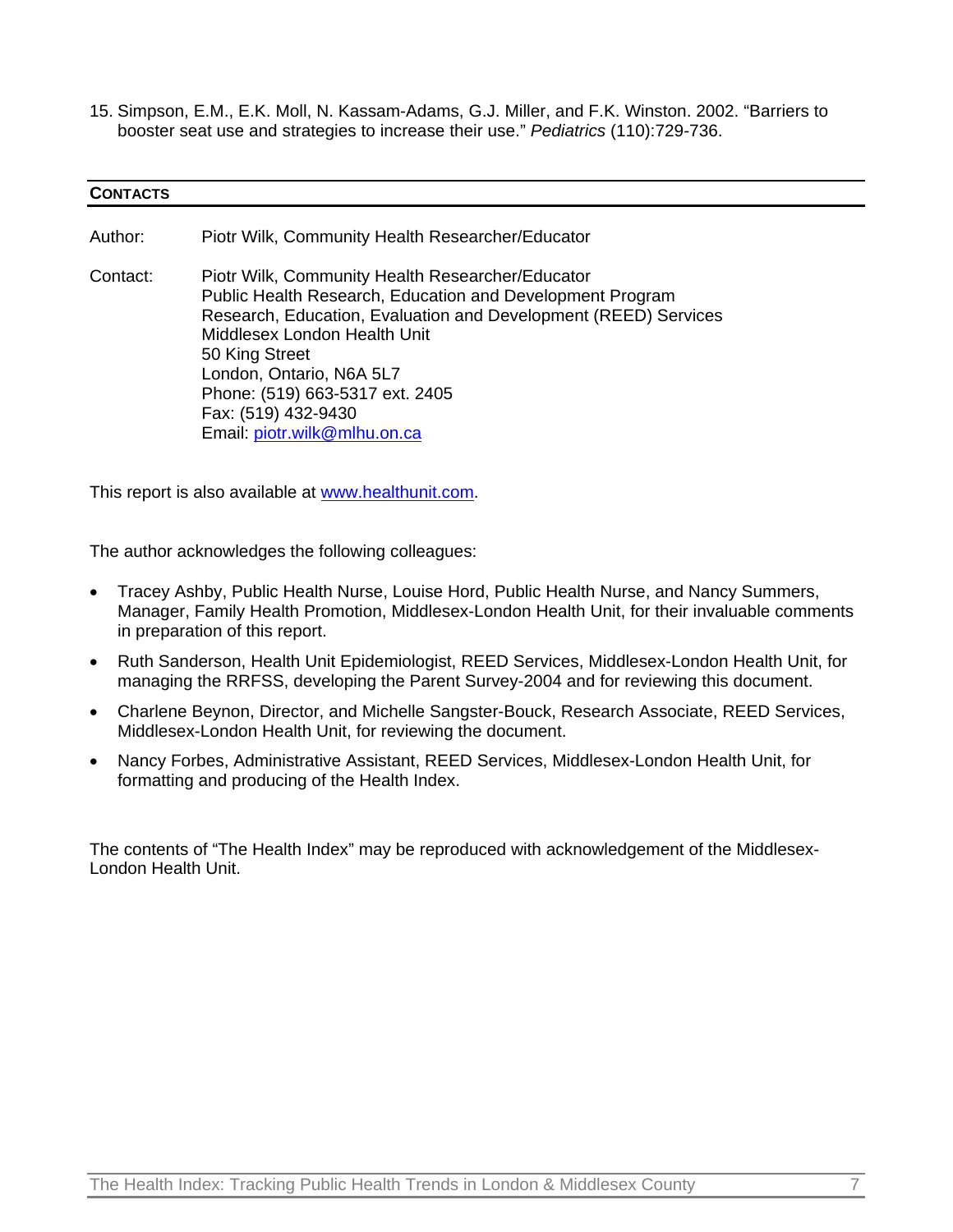15. Simpson, E.M., E.K. Moll, N. Kassam-Adams, G.J. Miller, and F.K. Winston. 2002. "Barriers to booster seat use and strategies to increase their use." *Pediatrics* (110):729-736.

## CONTACTS

Author: Piotr Wilk, Community Health Researcher/Educator

Contact: Piotr Wilk, Community Health Researcher/Educator
Public Health Research, Education and Development Program
Research, Education, Evaluation and Development (REED) Services
Middlesex London Health Unit
50 King Street
London, Ontario, N6A 5L7
Phone: (519) 663-5317 ext. 2405
Fax: (519) 432-9430
Email: piotr.wilk@mlhu.on.ca

This report is also available at www.healthunit.com.

The author acknowledges the following colleagues:

- Tracey Ashby, Public Health Nurse, Louise Hord, Public Health Nurse, and Nancy Summers, Manager, Family Health Promotion, Middlesex-London Health Unit, for their invaluable comments in preparation of this report.
- Ruth Sanderson, Health Unit Epidemiologist, REED Services, Middlesex-London Health Unit, for managing the RRFSS, developing the Parent Survey-2004 and for reviewing this document.
- Charlene Beynon, Director, and Michelle Sangster-Bouck, Research Associate, REED Services, Middlesex-London Health Unit, for reviewing the document.
- Nancy Forbes, Administrative Assistant, REED Services, Middlesex-London Health Unit, for formatting and producing of the Health Index.

The contents of "The Health Index" may be reproduced with acknowledgement of the Middlesex-London Health Unit.